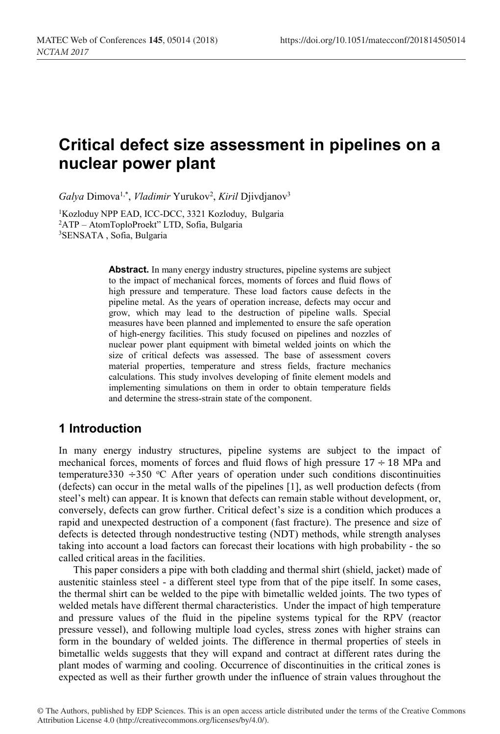# Critical defect size assessment in pipelines on a nuclear power plant

*Galya* Dimova[1,*], *Vladimir* Yurukov[2], *Kiril* Djivdjanov[3]

[1]Kozloduy NPP EAD, ICC-DCC, 3321 Kozloduy, Bulgaria
[2]ATP – AtomToploProekt" LTD, Sofia, Bulgaria
[3]SENSATA , Sofia, Bulgaria

**Abstract.** In many energy industry structures, pipeline systems are subject to the impact of mechanical forces, moments of forces and fluid flows of high pressure and temperature. These load factors cause defects in the pipeline metal. As the years of operation increase, defects may occur and grow, which may lead to the destruction of pipeline walls. Special measures have been planned and implemented to ensure the safe operation of high-energy facilities. This study focused on pipelines and nozzles of nuclear power plant equipment with bimetal welded joints on which the size of critical defects was assessed. The base of assessment covers material properties, temperature and stress fields, fracture mechanics calculations. This study involves developing of finite element models and implementing simulations on them in order to obtain temperature fields and determine the stress-strain state of the component.

## 1 Introduction

In many energy industry structures, pipeline systems are subject to the impact of mechanical forces, moments of forces and fluid flows of high pressure $17 \div 18$ MPa and temperature$330 \div 350$ $^{o}$C After years of operation under such conditions discontinuities (defects) can occur in the metal walls of the pipelines [1], as well production defects (from steel's melt) can appear. It is known that defects can remain stable without development, or, conversely, defects can grow further. Critical defect's size is a condition which produces a rapid and unexpected destruction of a component (fast fracture). The presence and size of defects is detected through nondestructive testing (NDT) methods, while strength analyses taking into account a load factors can forecast their locations with high probability - the so called critical areas in the facilities.

This paper considers a pipe with both cladding and thermal shirt (shield, jacket) made of austenitic stainless steel - a different steel type from that of the pipe itself. In some cases, the thermal shirt can be welded to the pipe with bimetallic welded joints. The two types of welded metals have different thermal characteristics. Under the impact of high temperature and pressure values of the fluid in the pipeline systems typical for the RPV (reactor pressure vessel), and following multiple load cycles, stress zones with higher strains can form in the boundary of welded joints. The difference in thermal properties of steels in bimetallic welds suggests that they will expand and contract at different rates during the plant modes of warming and cooling. Occurrence of discontinuities in the critical zones is expected as well as their further growth under the influence of strain values throughout the

© The Authors, published by EDP Sciences. This is an open access article distributed under the terms of the Creative Commons Attribution License 4.0 (http://creativecommons.org/licenses/by/4.0/).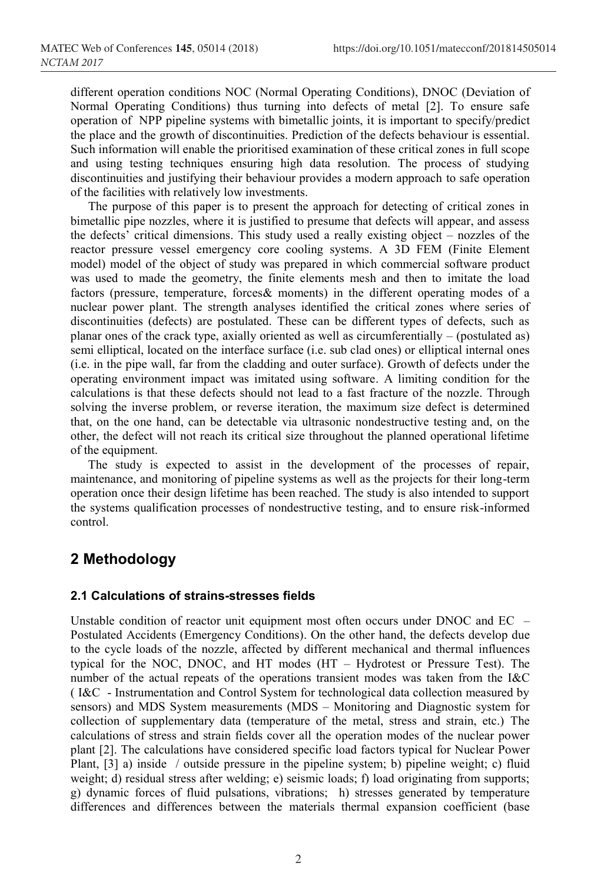different operation conditions NOC (Normal Operating Conditions), DNOC (Deviation of Normal Operating Conditions) thus turning into defects of metal [2]. To ensure safe operation of NPP pipeline systems with bimetallic joints, it is important to specify/predict the place and the growth of discontinuities. Prediction of the defects behaviour is essential. Such information will enable the prioritised examination of these critical zones in full scope and using testing techniques ensuring high data resolution. The process of studying discontinuities and justifying their behaviour provides a modern approach to safe operation of the facilities with relatively low investments.

The purpose of this paper is to present the approach for detecting of critical zones in bimetallic pipe nozzles, where it is justified to presume that defects will appear, and assess the defects' critical dimensions. This study used a really existing object – nozzles of the reactor pressure vessel emergency core cooling systems. A 3D FEM (Finite Element model) model of the object of study was prepared in which commercial software product was used to made the geometry, the finite elements mesh and then to imitate the load factors (pressure, temperature, forces& moments) in the different operating modes of a nuclear power plant. The strength analyses identified the critical zones where series of discontinuities (defects) are postulated. These can be different types of defects, such as planar ones of the crack type, axially oriented as well as circumferentially – (postulated as) semi elliptical, located on the interface surface (i.e. sub clad ones) or elliptical internal ones (i.e. in the pipe wall, far from the cladding and outer surface). Growth of defects under the operating environment impact was imitated using software. A limiting condition for the calculations is that these defects should not lead to a fast fracture of the nozzle. Through solving the inverse problem, or reverse iteration, the maximum size defect is determined that, on the one hand, can be detectable via ultrasonic nondestructive testing and, on the other, the defect will not reach its critical size throughout the planned operational lifetime of the equipment.

The study is expected to assist in the development of the processes of repair, maintenance, and monitoring of pipeline systems as well as the projects for their long-term operation once their design lifetime has been reached. The study is also intended to support the systems qualification processes of nondestructive testing, and to ensure risk-informed control.

## 2 Methodology

### 2.1 Calculations of strains-stresses fields

Unstable condition of reactor unit equipment most often occurs under DNOC and EC – Postulated Accidents (Emergency Conditions). On the other hand, the defects develop due to the cycle loads of the nozzle, affected by different mechanical and thermal influences typical for the NOC, DNOC, and HT modes (HT – Hydrotest or Pressure Test). The number of the actual repeats of the operations transient modes was taken from the I&C ( I&C - Instrumentation and Control System for technological data collection measured by sensors) and MDS System measurements (MDS – Monitoring and Diagnostic system for collection of supplementary data (temperature of the metal, stress and strain, etc.) The calculations of stress and strain fields cover all the operation modes of the nuclear power plant [2]. The calculations have considered specific load factors typical for Nuclear Power Plant, [3] a) inside / outside pressure in the pipeline system; b) pipeline weight; c) fluid weight; d) residual stress after welding; e) seismic loads; f) load originating from supports; g) dynamic forces of fluid pulsations, vibrations; h) stresses generated by temperature differences and differences between the materials thermal expansion coefficient (base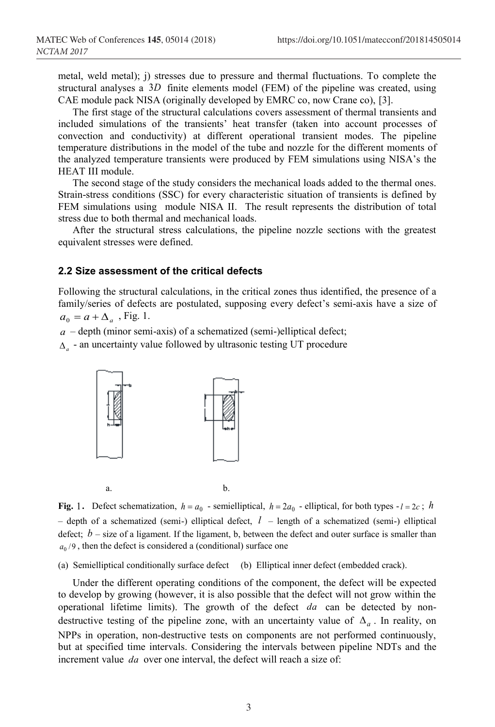metal, weld metal); j) stresses due to pressure and thermal fluctuations. To complete the structural analyses a $3D$ finite elements model (FEM) of the pipeline was created, using CAE module pack NISA (originally developed by EMRC co, now Crane co), [3].

The first stage of the structural calculations covers assessment of thermal transients and included simulations of the transients' heat transfer (taken into account processes of convection and conductivity) at different operational transient modes. The pipeline temperature distributions in the model of the tube and nozzle for the different moments of the analyzed temperature transients were produced by FEM simulations using NISA's the HEAT III module.

The second stage of the study considers the mechanical loads added to the thermal ones. Strain-stress conditions (SSC) for every characteristic situation of transients is defined by FEM simulations using module NISA II. The result represents the distribution of total stress due to both thermal and mechanical loads.

After the structural stress calculations, the pipeline nozzle sections with the greatest equivalent stresses were defined.

### 2.2 Size assessment of the critical defects

Following the structural calculations, in the critical zones thus identified, the presence of a family/series of defects are postulated, supposing every defect's semi-axis have a size of $a_0 = a + \Delta_a$ , Fig. 1.

$a$ – depth (minor semi-axis) of a schematized (semi-)elliptical defect;

$\Delta_a$ - an uncertainty value followed by ultrasonic testing UT procedure

a. b.

**Fig.** 1. Defect schematization, $h = a_0$ - semielliptical, $h = 2a_0$ - elliptical, for both types - $l = 2c$ ; $h$ – depth of a schematized (semi-) elliptical defect, $l$ – length of a schematized (semi-) elliptical defect; $b$ – size of a ligament. If the ligament, b, between the defect and outer surface is smaller than $a_0/9$ , then the defect is considered a (conditional) surface one

(a) Semielliptical conditionally surface defect (b) Elliptical inner defect (embedded crack).

Under the different operating conditions of the component, the defect will be expected to develop by growing (however, it is also possible that the defect will not grow within the operational lifetime limits). The growth of the defect $da$ can be detected by non-destructive testing of the pipeline zone, with an uncertainty value of $\Delta_a$ . In reality, on NPPs in operation, non-destructive tests on components are not performed continuously, but at specified time intervals. Considering the intervals between pipeline NDTs and the increment value $da$ over one interval, the defect will reach a size of: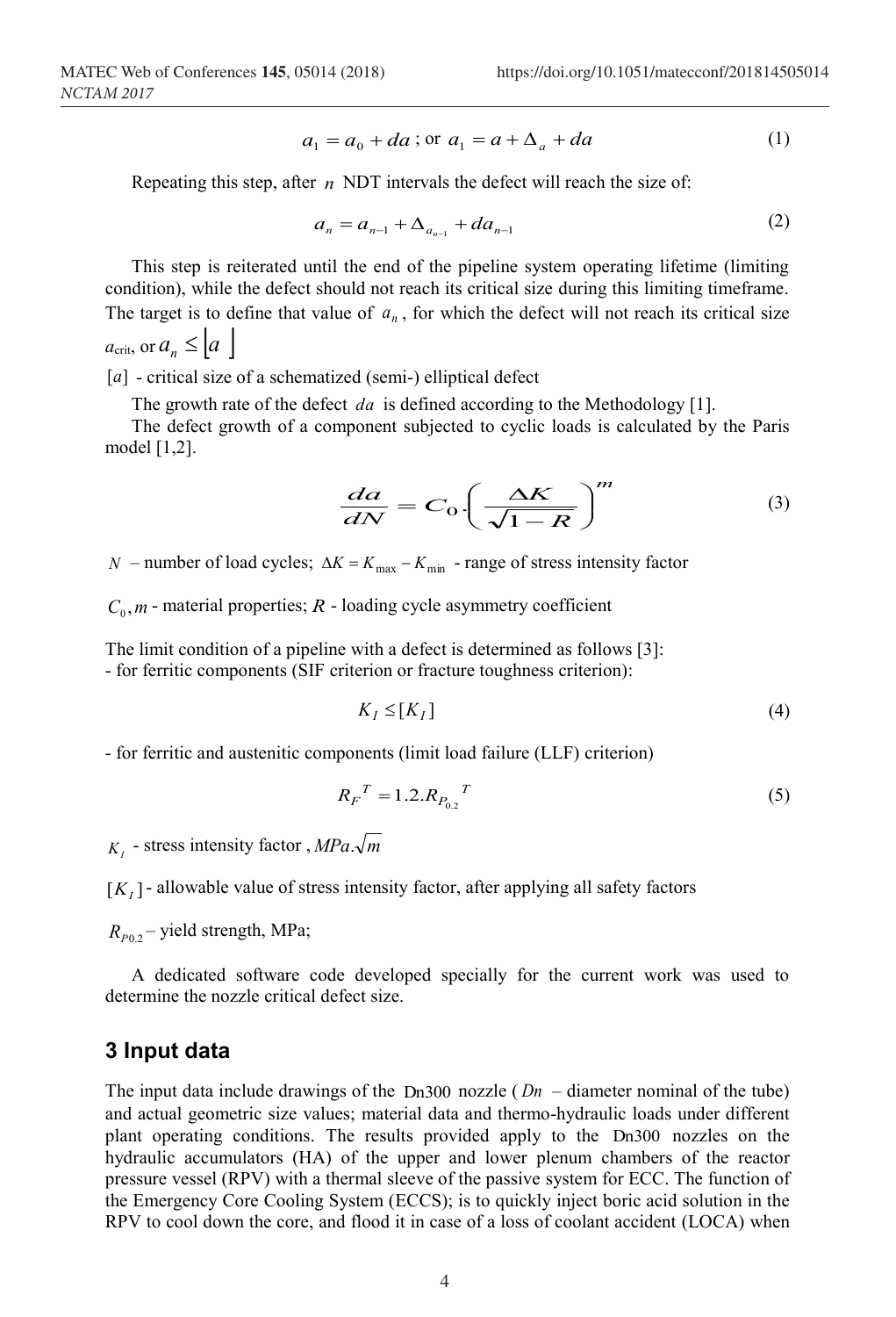$$a_1 = a_0 + da \text{ ; or } a_1 = a + \Delta_a + da \tag{1}$$

Repeating this step, after $n$ NDT intervals the defect will reach the size of:

$$a_n = a_{n-1} + \Delta_{a_{n-1}} + da_{n-1} \tag{2}$$

This step is reiterated until the end of the pipeline system operating lifetime (limiting condition), while the defect should not reach its critical size during this limiting timeframe. The target is to define that value of $a_n$, for which the defect will not reach its critical size $a_{\text{crit}}$, or $a_n \leq \lfloor a \rfloor$

$[a]$ - critical size of a schematized (semi-) elliptical defect

The growth rate of the defect $da$ is defined according to the Methodology [1].

The defect growth of a component subjected to cyclic loads is calculated by the Paris model [1,2].

$$\frac{da}{dN} = C_0 \cdot \left( \frac{\Delta K}{\sqrt{1-R}} \right)^m \tag{3}$$

$N$ – number of load cycles; $\Delta K = K_{\max} - K_{\min}$ - range of stress intensity factor

$C_0, m$ - material properties; $R$ - loading cycle asymmetry coefficient

The limit condition of a pipeline with a defect is determined as follows [3]:
- for ferritic components (SIF criterion or fracture toughness criterion):

$$K_I \leq [K_I] \tag{4}$$

- for ferritic and austenitic components (limit load failure (LLF) criterion)

$$R_F{}^T = 1.2.R_{P_{0.2}}{}^T \tag{5}$$

$K_I$ - stress intensity factor , $MPa.\sqrt{m}$

$[K_I]$ - allowable value of stress intensity factor, after applying all safety factors

$R_{P0.2}$ – yield strength, MPa;

A dedicated software code developed specially for the current work was used to determine the nozzle critical defect size.

## 3 Input data

The input data include drawings of the Dn300 nozzle ($Dn$ – diameter nominal of the tube) and actual geometric size values; material data and thermo-hydraulic loads under different plant operating conditions. The results provided apply to the Dn300 nozzles on the hydraulic accumulators (HA) of the upper and lower plenum chambers of the reactor pressure vessel (RPV) with a thermal sleeve of the passive system for ECC. The function of the Emergency Core Cooling System (ECCS); is to quickly inject boric acid solution in the RPV to cool down the core, and flood it in case of a loss of coolant accident (LOCA) when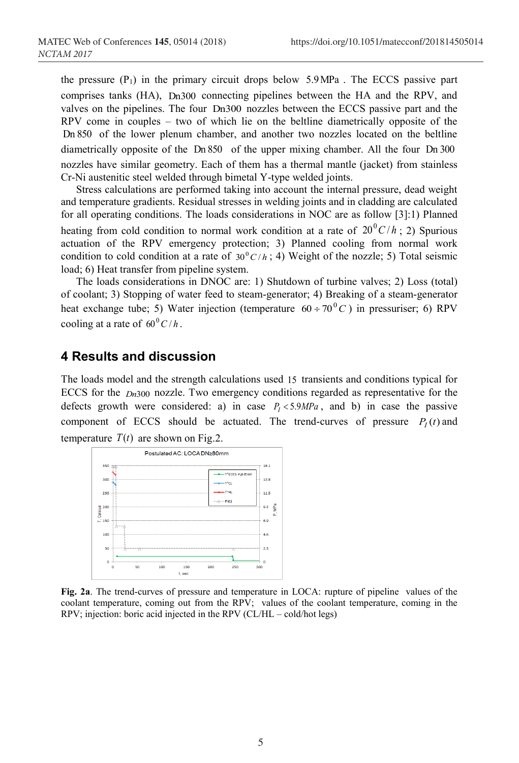the pressure ($P_1$) in the primary circuit drops below $5.9\,\text{MPa}$. The ECCS passive part comprises tanks (HA), Dn300 connecting pipelines between the HA and the RPV, and valves on the pipelines. The four Dn300 nozzles between the ECCS passive part and the RPV come in couples – two of which lie on the beltline diametrically opposite of the Dn 850 of the lower plenum chamber, and another two nozzles located on the beltline diametrically opposite of the Dn 850 of the upper mixing chamber. All the four Dn 300 nozzles have similar geometry. Each of them has a thermal mantle (jacket) from stainless Cr-Ni austenitic steel welded through bimetal Y-type welded joints.

Stress calculations are performed taking into account the internal pressure, dead weight and temperature gradients. Residual stresses in welding joints and in cladding are calculated for all operating conditions. The loads considerations in NOC are as follow [3]:1) Planned heating from cold condition to normal work condition at a rate of $20^0 C/h$; 2) Spurious actuation of the RPV emergency protection; 3) Planned cooling from normal work condition to cold condition at a rate of $30^0 C/h$; 4) Weight of the nozzle; 5) Total seismic load; 6) Heat transfer from pipeline system.

The loads considerations in DNOC are: 1) Shutdown of turbine valves; 2) Loss (total) of coolant; 3) Stopping of water feed to steam-generator; 4) Breaking of a steam-generator heat exchange tube; 5) Water injection (temperature $60 \div 70^0 C$) in pressuriser; 6) RPV cooling at a rate of $60^0 C/h$.

## 4 Results and discussion

The loads model and the strength calculations used 15 transients and conditions typical for ECCS for the $Dn300$ nozzle. Two emergency conditions regarded as representative for the defects growth were considered: a) in case $P_I < 5.9MPa$, and b) in case the passive component of ECCS should be actuated. The trend-curves of pressure $P_I(t)$ and temperature $T(t)$ are shown on Fig.2.

**Fig. 2a**. The trend-curves of pressure and temperature in LOCA: rupture of pipeline values of the coolant temperature, coming out from the RPV; values of the coolant temperature, coming in the RPV; injection: boric acid injected in the RPV (CL/HL – cold/hot legs)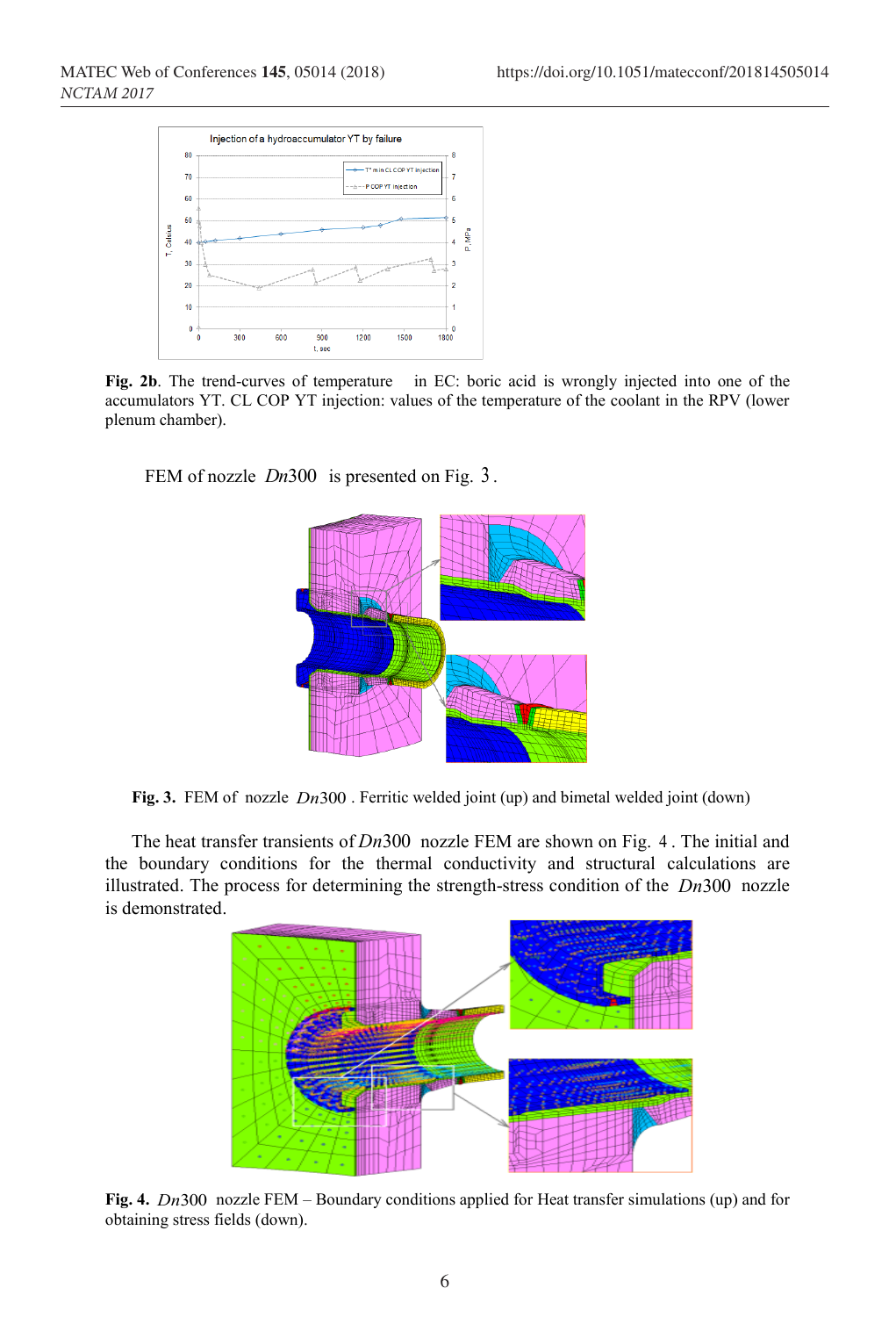**Fig. 2b**. The trend-curves of temperature in EC: boric acid is wrongly injected into one of the accumulators YT. CL COP YT injection: values of the temperature of the coolant in the RPV (lower plenum chamber).

FEM of nozzle $Dn300$ is presented on Fig. 3.

**Fig. 3.** FEM of nozzle $Dn300$. Ferritic welded joint (up) and bimetal welded joint (down)

The heat transfer transients of $Dn300$ nozzle FEM are shown on Fig. 4. The initial and the boundary conditions for the thermal conductivity and structural calculations are illustrated. The process for determining the strength-stress condition of the $Dn300$ nozzle is demonstrated.

**Fig. 4.** $Dn300$ nozzle FEM – Boundary conditions applied for Heat transfer simulations (up) and for obtaining stress fields (down).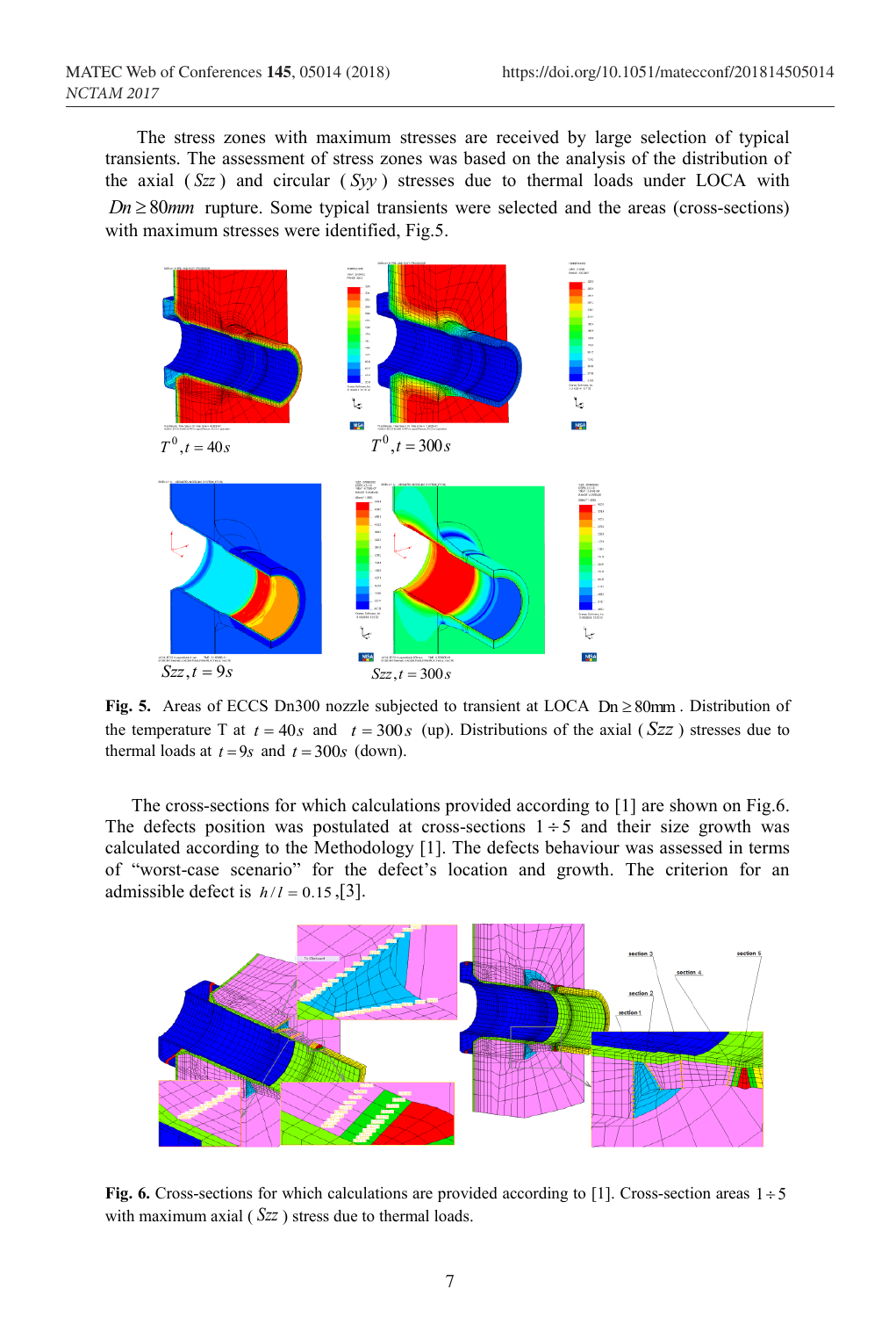The stress zones with maximum stresses are received by large selection of typical transients. The assessment of stress zones was based on the analysis of the distribution of the axial ( $Szz$ ) and circular ( $Syy$ ) stresses due to thermal loads under LOCA with $Dn \geq 80mm$ rupture. Some typical transients were selected and the areas (cross-sections) with maximum stresses were identified, Fig.5.

$T^0, t = 40s$ $T^0, t = 300s$

$Szz, t = 9s$ $Szz, t = 300s$

**Fig. 5.** Areas of ECCS Dn300 nozzle subjected to transient at LOCA $\mathrm{Dn} \geq 80\mathrm{mm}$. Distribution of the temperature T at $t = 40s$ and $t = 300s$ (up). Distributions of the axial ( $Szz$ ) stresses due to thermal loads at $t = 9s$ and $t = 300s$ (down).

The cross-sections for which calculations provided according to [1] are shown on Fig.6. The defects position was postulated at cross-sections $1 \div 5$ and their size growth was calculated according to the Methodology [1]. The defects behaviour was assessed in terms of "worst-case scenario" for the defect's location and growth. The criterion for an admissible defect is $h/l = 0.15$ ,[3].

**Fig. 6.** Cross-sections for which calculations are provided according to [1]. Cross-section areas $1 \div 5$ with maximum axial ( $Szz$ ) stress due to thermal loads.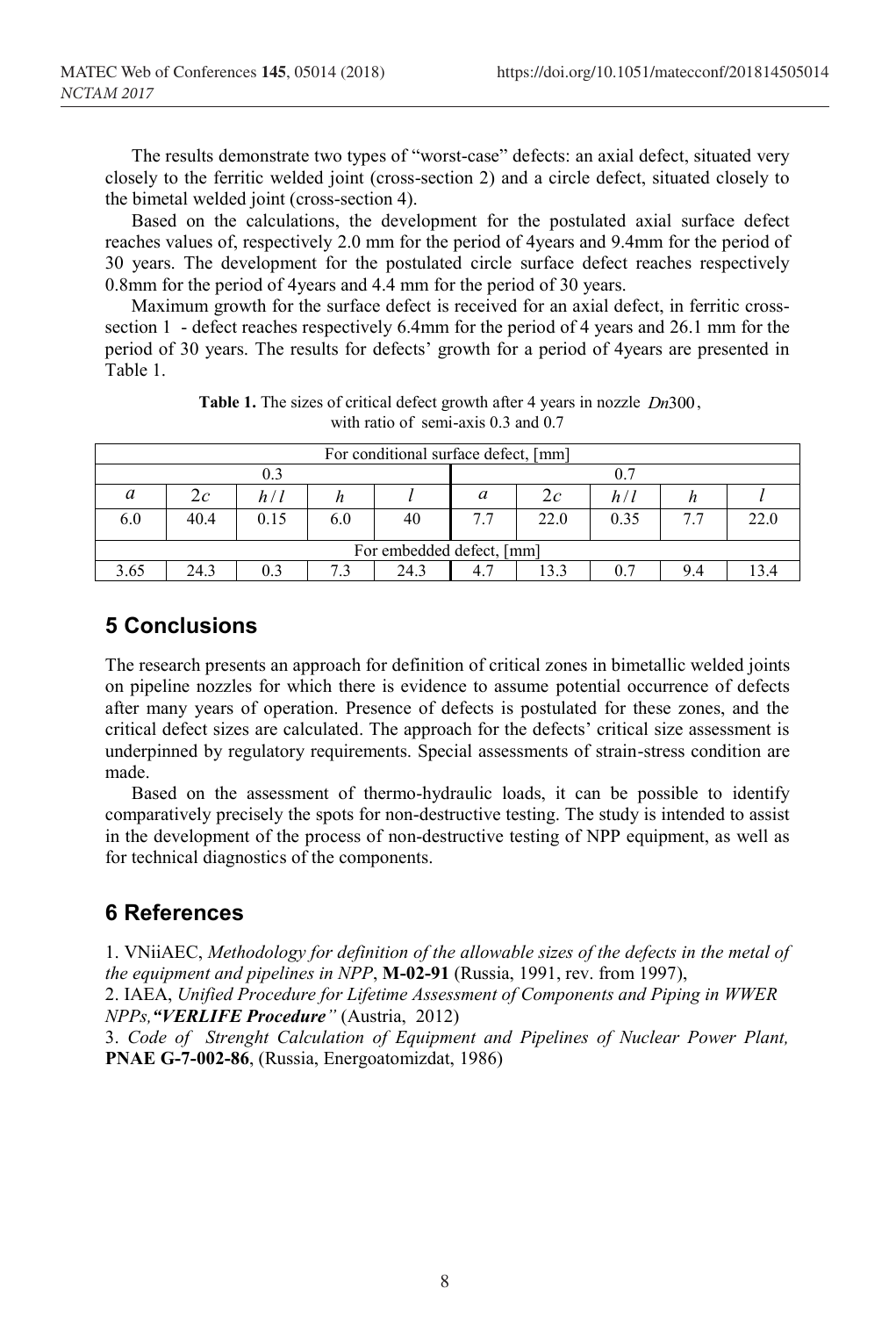The results demonstrate two types of "worst-case" defects: an axial defect, situated very closely to the ferritic welded joint (cross-section 2) and a circle defect, situated closely to the bimetal welded joint (cross-section 4).

Based on the calculations, the development for the postulated axial surface defect reaches values of, respectively 2.0 mm for the period of 4years and 9.4mm for the period of 30 years. The development for the postulated circle surface defect reaches respectively 0.8mm for the period of 4years and 4.4 mm for the period of 30 years.

Maximum growth for the surface defect is received for an axial defect, in ferritic cross-section 1 - defect reaches respectively 6.4mm for the period of 4 years and 26.1 mm for the period of 30 years. The results for defects' growth for a period of 4years are presented in Table 1.

**Table 1.** The sizes of critical defect growth after 4 years in nozzle $Dn300$, with ratio of semi-axis 0.3 and 0.7

| For conditional surface defect, [mm] | | | | | | | | | |
|---|---|---|---|---|---|---|---|---|---|
| 0.3 | | | | | 0.7 | | | | |
| $a$ | $2c$ | $h/l$ | $h$ | $l$ | $a$ | $2c$ | $h/l$ | $h$ | $l$ |
| 6.0 | 40.4 | 0.15 | 6.0 | 40 | 7.7 | 22.0 | 0.35 | 7.7 | 22.0 |
| For embedded defect, [mm] | | | | | | | | | |
| 3.65 | 24.3 | 0.3 | 7.3 | 24.3 | 4.7 | 13.3 | 0.7 | 9.4 | 13.4 |

## 5 Conclusions

The research presents an approach for definition of critical zones in bimetallic welded joints on pipeline nozzles for which there is evidence to assume potential occurrence of defects after many years of operation. Presence of defects is postulated for these zones, and the critical defect sizes are calculated. The approach for the defects' critical size assessment is underpinned by regulatory requirements. Special assessments of strain-stress condition are made.

Based on the assessment of thermo-hydraulic loads, it can be possible to identify comparatively precisely the spots for non-destructive testing. The study is intended to assist in the development of the process of non-destructive testing of NPP equipment, as well as for technical diagnostics of the components.

## 6 References

1. VNiiAEC, *Methodology for definition of the allowable sizes of the defects in the metal of the equipment and pipelines in NPP*, **M-02-91** (Russia, 1991, rev. from 1997),

2. IAEA, *Unified Procedure for Lifetime Assessment of Components and Piping in WWER NPPs,* ***"VERLIFE Procedure"*** (Austria, 2012)

3. *Code of Strenght Calculation of Equipment and Pipelines of Nuclear Power Plant,* **PNAE G-7-002-86**, (Russia, Energoatomizdat, 1986)